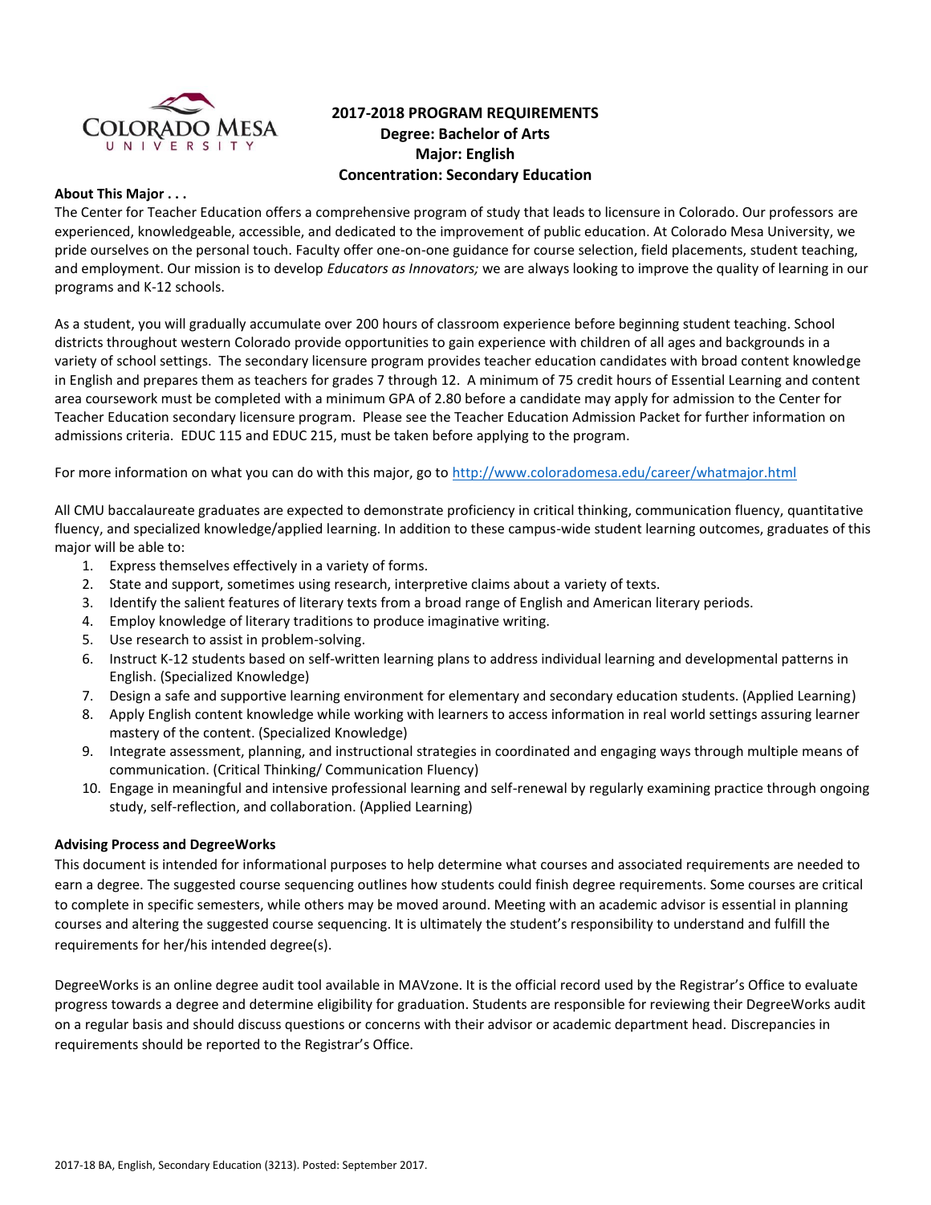# 2017-2018 PROGRAM REQUIREMENTS
## Degree: Bachelor of Arts
## Major: English
## Concentration: Secondary Education

**About This Major . . .**

The Center for Teacher Education offers a comprehensive program of study that leads to licensure in Colorado. Our professors are experienced, knowledgeable, accessible, and dedicated to the improvement of public education. At Colorado Mesa University, we pride ourselves on the personal touch. Faculty offer one-on-one guidance for course selection, field placements, student teaching, and employment. Our mission is to develop *Educators as Innovators;* we are always looking to improve the quality of learning in our programs and K-12 schools.

As a student, you will gradually accumulate over 200 hours of classroom experience before beginning student teaching. School districts throughout western Colorado provide opportunities to gain experience with children of all ages and backgrounds in a variety of school settings. The secondary licensure program provides teacher education candidates with broad content knowledge in English and prepares them as teachers for grades 7 through 12. A minimum of 75 credit hours of Essential Learning and content area coursework must be completed with a minimum GPA of 2.80 before a candidate may apply for admission to the Center for Teacher Education secondary licensure program. Please see the Teacher Education Admission Packet for further information on admissions criteria. EDUC 115 and EDUC 215, must be taken before applying to the program.

For more information on what you can do with this major, go to http://www.coloradomesa.edu/career/whatmajor.html

All CMU baccalaureate graduates are expected to demonstrate proficiency in critical thinking, communication fluency, quantitative fluency, and specialized knowledge/applied learning. In addition to these campus-wide student learning outcomes, graduates of this major will be able to:

1. Express themselves effectively in a variety of forms.
2. State and support, sometimes using research, interpretive claims about a variety of texts.
3. Identify the salient features of literary texts from a broad range of English and American literary periods.
4. Employ knowledge of literary traditions to produce imaginative writing.
5. Use research to assist in problem-solving.
6. Instruct K-12 students based on self-written learning plans to address individual learning and developmental patterns in English. (Specialized Knowledge)
7. Design a safe and supportive learning environment for elementary and secondary education students. (Applied Learning)
8. Apply English content knowledge while working with learners to access information in real world settings assuring learner mastery of the content. (Specialized Knowledge)
9. Integrate assessment, planning, and instructional strategies in coordinated and engaging ways through multiple means of communication. (Critical Thinking/ Communication Fluency)
10. Engage in meaningful and intensive professional learning and self-renewal by regularly examining practice through ongoing study, self-reflection, and collaboration. (Applied Learning)

**Advising Process and DegreeWorks**

This document is intended for informational purposes to help determine what courses and associated requirements are needed to earn a degree. The suggested course sequencing outlines how students could finish degree requirements. Some courses are critical to complete in specific semesters, while others may be moved around. Meeting with an academic advisor is essential in planning courses and altering the suggested course sequencing. It is ultimately the student's responsibility to understand and fulfill the requirements for her/his intended degree(s).

DegreeWorks is an online degree audit tool available in MAVzone. It is the official record used by the Registrar's Office to evaluate progress towards a degree and determine eligibility for graduation. Students are responsible for reviewing their DegreeWorks audit on a regular basis and should discuss questions or concerns with their advisor or academic department head. Discrepancies in requirements should be reported to the Registrar's Office.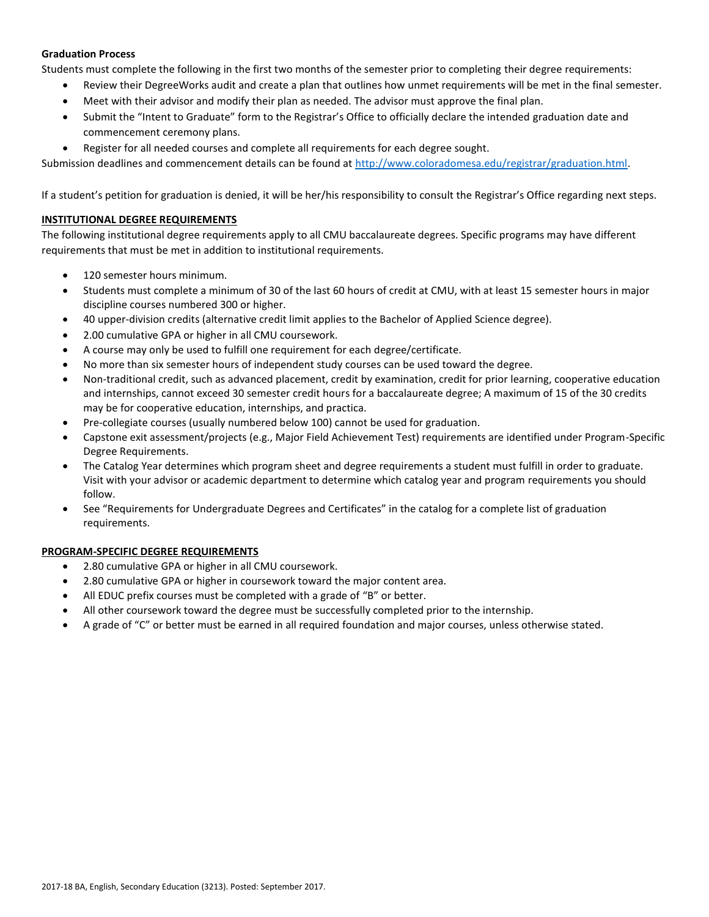**Graduation Process**

Students must complete the following in the first two months of the semester prior to completing their degree requirements:

- Review their DegreeWorks audit and create a plan that outlines how unmet requirements will be met in the final semester.
- Meet with their advisor and modify their plan as needed. The advisor must approve the final plan.
- Submit the "Intent to Graduate" form to the Registrar's Office to officially declare the intended graduation date and commencement ceremony plans.
- Register for all needed courses and complete all requirements for each degree sought.

Submission deadlines and commencement details can be found at [http://www.coloradomesa.edu/registrar/graduation.html](http://www.coloradomesa.edu/registrar/graduation.html).

If a student's petition for graduation is denied, it will be her/his responsibility to consult the Registrar's Office regarding next steps.

## INSTITUTIONAL DEGREE REQUIREMENTS

The following institutional degree requirements apply to all CMU baccalaureate degrees. Specific programs may have different requirements that must be met in addition to institutional requirements.

- 120 semester hours minimum.
- Students must complete a minimum of 30 of the last 60 hours of credit at CMU, with at least 15 semester hours in major discipline courses numbered 300 or higher.
- 40 upper-division credits (alternative credit limit applies to the Bachelor of Applied Science degree).
- 2.00 cumulative GPA or higher in all CMU coursework.
- A course may only be used to fulfill one requirement for each degree/certificate.
- No more than six semester hours of independent study courses can be used toward the degree.
- Non-traditional credit, such as advanced placement, credit by examination, credit for prior learning, cooperative education and internships, cannot exceed 30 semester credit hours for a baccalaureate degree; A maximum of 15 of the 30 credits may be for cooperative education, internships, and practica.
- Pre-collegiate courses (usually numbered below 100) cannot be used for graduation.
- Capstone exit assessment/projects (e.g., Major Field Achievement Test) requirements are identified under Program-Specific Degree Requirements.
- The Catalog Year determines which program sheet and degree requirements a student must fulfill in order to graduate. Visit with your advisor or academic department to determine which catalog year and program requirements you should follow.
- See "Requirements for Undergraduate Degrees and Certificates" in the catalog for a complete list of graduation requirements.

## PROGRAM-SPECIFIC DEGREE REQUIREMENTS

- 2.80 cumulative GPA or higher in all CMU coursework.
- 2.80 cumulative GPA or higher in coursework toward the major content area.
- All EDUC prefix courses must be completed with a grade of "B" or better.
- All other coursework toward the degree must be successfully completed prior to the internship.
- A grade of "C" or better must be earned in all required foundation and major courses, unless otherwise stated.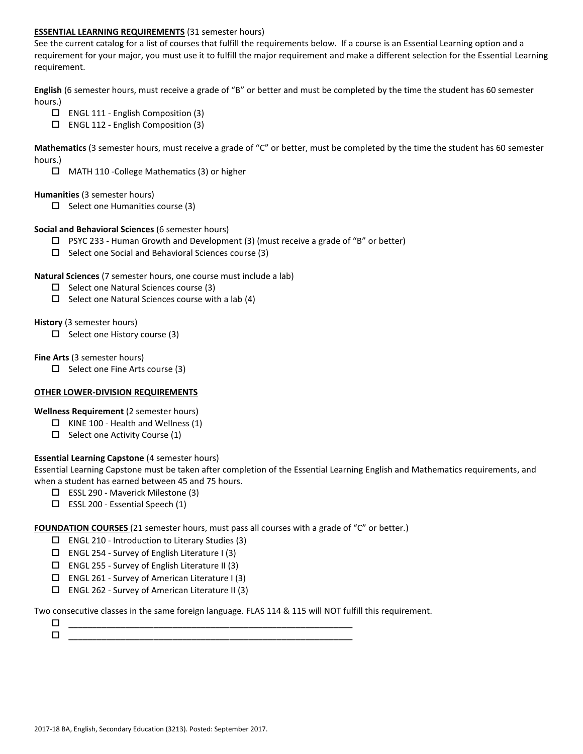**ESSENTIAL LEARNING REQUIREMENTS** (31 semester hours)

See the current catalog for a list of courses that fulfill the requirements below. If a course is an Essential Learning option and a requirement for your major, you must use it to fulfill the major requirement and make a different selection for the Essential Learning requirement.

**English** (6 semester hours, must receive a grade of "B" or better and must be completed by the time the student has 60 semester hours.)

- ☐ ENGL 111 - English Composition (3)
- ☐ ENGL 112 - English Composition (3)

**Mathematics** (3 semester hours, must receive a grade of "C" or better, must be completed by the time the student has 60 semester hours.)

- ☐ MATH 110 -College Mathematics (3) or higher

**Humanities** (3 semester hours)

- ☐ Select one Humanities course (3)

**Social and Behavioral Sciences** (6 semester hours)

- ☐ PSYC 233 - Human Growth and Development (3) (must receive a grade of "B" or better)
- ☐ Select one Social and Behavioral Sciences course (3)

**Natural Sciences** (7 semester hours, one course must include a lab)

- ☐ Select one Natural Sciences course (3)
- ☐ Select one Natural Sciences course with a lab (4)

**History** (3 semester hours)

- ☐ Select one History course (3)

**Fine Arts** (3 semester hours)

- ☐ Select one Fine Arts course (3)

**OTHER LOWER-DIVISION REQUIREMENTS**

**Wellness Requirement** (2 semester hours)

- ☐ KINE 100 - Health and Wellness (1)
- ☐ Select one Activity Course (1)

**Essential Learning Capstone** (4 semester hours)

Essential Learning Capstone must be taken after completion of the Essential Learning English and Mathematics requirements, and when a student has earned between 45 and 75 hours.

- ☐ ESSL 290 - Maverick Milestone (3)
- ☐ ESSL 200 - Essential Speech (1)

**FOUNDATION COURSES** (21 semester hours, must pass all courses with a grade of "C" or better.)

- ☐ ENGL 210 - Introduction to Literary Studies (3)
- ☐ ENGL 254 - Survey of English Literature I (3)
- ☐ ENGL 255 - Survey of English Literature II (3)
- ☐ ENGL 261 - Survey of American Literature I (3)
- ☐ ENGL 262 - Survey of American Literature II (3)

Two consecutive classes in the same foreign language. FLAS 114 & 115 will NOT fulfill this requirement.

- ☐ ____________________________________________________________
- ☐ ____________________________________________________________

2017-18 BA, English, Secondary Education (3213). Posted: September 2017.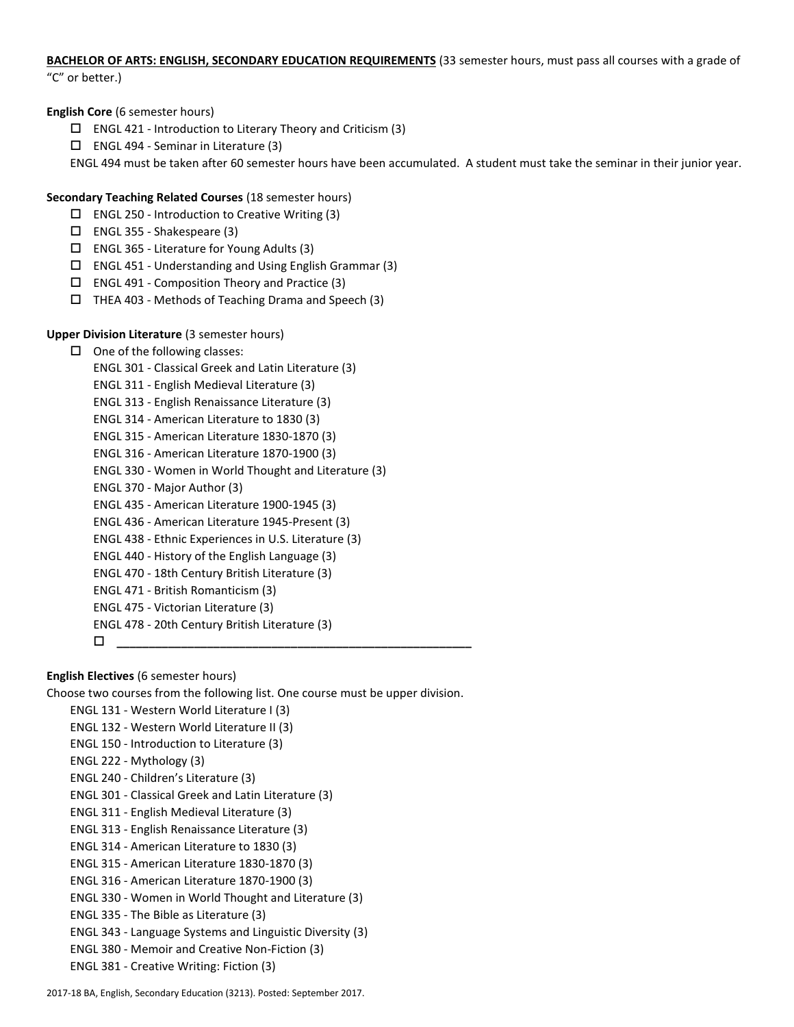**BACHELOR OF ARTS: ENGLISH, SECONDARY EDUCATION REQUIREMENTS** (33 semester hours, must pass all courses with a grade of "C" or better.)

**English Core** (6 semester hours)

- ☐ ENGL 421 - Introduction to Literary Theory and Criticism (3)
- ☐ ENGL 494 - Seminar in Literature (3)

ENGL 494 must be taken after 60 semester hours have been accumulated. A student must take the seminar in their junior year.

**Secondary Teaching Related Courses** (18 semester hours)

- ☐ ENGL 250 - Introduction to Creative Writing (3)
- ☐ ENGL 355 - Shakespeare (3)
- ☐ ENGL 365 - Literature for Young Adults (3)
- ☐ ENGL 451 - Understanding and Using English Grammar (3)
- ☐ ENGL 491 - Composition Theory and Practice (3)
- ☐ THEA 403 - Methods of Teaching Drama and Speech (3)

**Upper Division Literature** (3 semester hours)

- ☐ One of the following classes:
  - ENGL 301 - Classical Greek and Latin Literature (3)
  - ENGL 311 - English Medieval Literature (3)
  - ENGL 313 - English Renaissance Literature (3)
  - ENGL 314 - American Literature to 1830 (3)
  - ENGL 315 - American Literature 1830-1870 (3)
  - ENGL 316 - American Literature 1870-1900 (3)
  - ENGL 330 - Women in World Thought and Literature (3)
  - ENGL 370 - Major Author (3)
  - ENGL 435 - American Literature 1900-1945 (3)
  - ENGL 436 - American Literature 1945-Present (3)
  - ENGL 438 - Ethnic Experiences in U.S. Literature (3)
  - ENGL 440 - History of the English Language (3)
  - ENGL 470 - 18th Century British Literature (3)
  - ENGL 471 - British Romanticism (3)
  - ENGL 475 - Victorian Literature (3)
  - ENGL 478 - 20th Century British Literature (3)
- ☐ ____________________________________________

**English Electives** (6 semester hours)

Choose two courses from the following list. One course must be upper division.

- ENGL 131 - Western World Literature I (3)
- ENGL 132 - Western World Literature II (3)
- ENGL 150 - Introduction to Literature (3)
- ENGL 222 - Mythology (3)
- ENGL 240 - Children's Literature (3)
- ENGL 301 - Classical Greek and Latin Literature (3)
- ENGL 311 - English Medieval Literature (3)
- ENGL 313 - English Renaissance Literature (3)
- ENGL 314 - American Literature to 1830 (3)
- ENGL 315 - American Literature 1830-1870 (3)
- ENGL 316 - American Literature 1870-1900 (3)
- ENGL 330 - Women in World Thought and Literature (3)
- ENGL 335 - The Bible as Literature (3)
- ENGL 343 - Language Systems and Linguistic Diversity (3)
- ENGL 380 - Memoir and Creative Non-Fiction (3)
- ENGL 381 - Creative Writing: Fiction (3)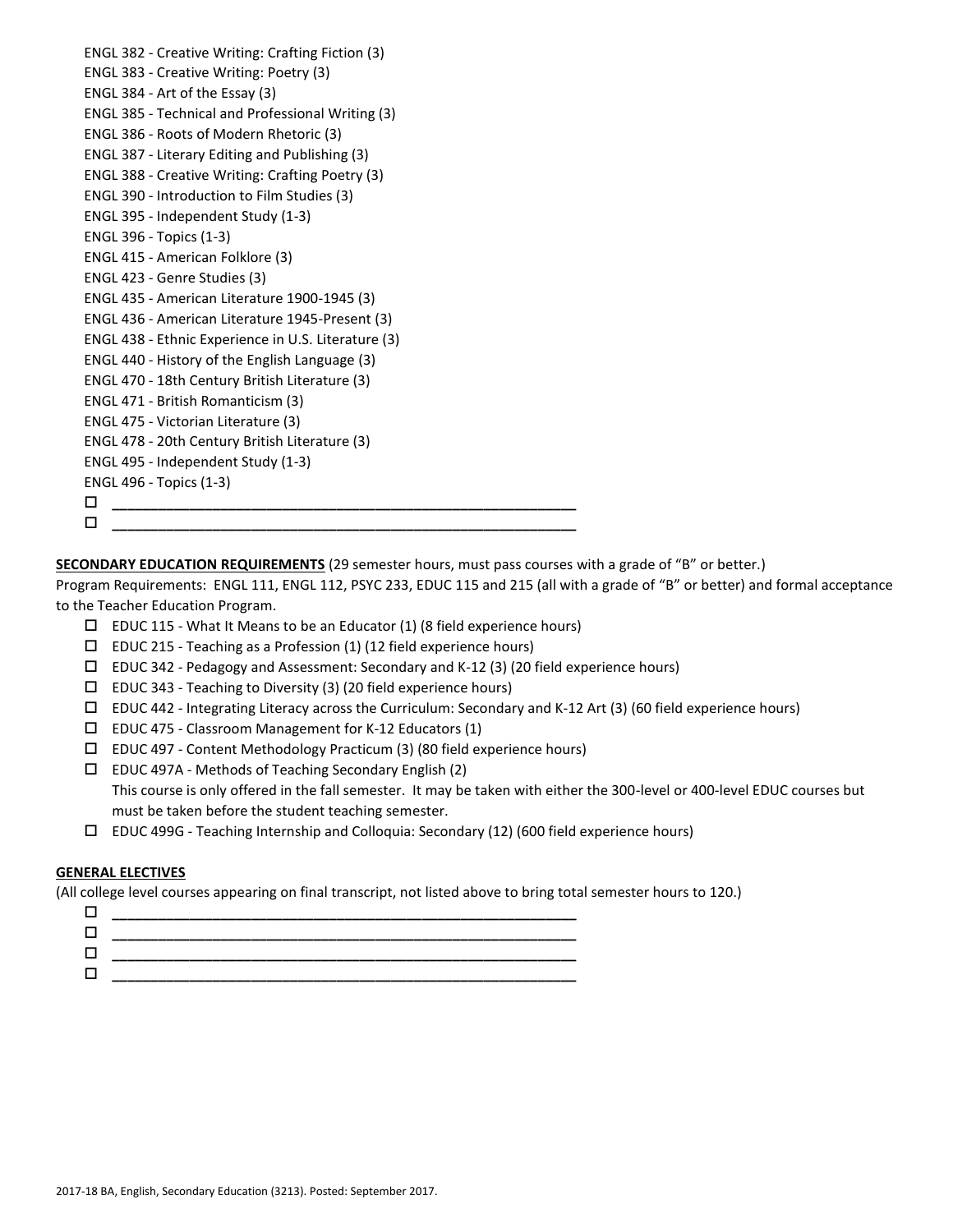ENGL 382 - Creative Writing: Crafting Fiction (3)
ENGL 383 - Creative Writing: Poetry (3)
ENGL 384 - Art of the Essay (3)
ENGL 385 - Technical and Professional Writing (3)
ENGL 386 - Roots of Modern Rhetoric (3)
ENGL 387 - Literary Editing and Publishing (3)
ENGL 388 - Creative Writing: Crafting Poetry (3)
ENGL 390 - Introduction to Film Studies (3)
ENGL 395 - Independent Study (1-3)
ENGL 396 - Topics (1-3)
ENGL 415 - American Folklore (3)
ENGL 423 - Genre Studies (3)
ENGL 435 - American Literature 1900-1945 (3)
ENGL 436 - American Literature 1945-Present (3)
ENGL 438 - Ethnic Experience in U.S. Literature (3)
ENGL 440 - History of the English Language (3)
ENGL 470 - 18th Century British Literature (3)
ENGL 471 - British Romanticism (3)
ENGL 475 - Victorian Literature (3)
ENGL 478 - 20th Century British Literature (3)
ENGL 495 - Independent Study (1-3)
ENGL 496 - Topics (1-3)

- ☐ ____________________________________________
- ☐ ____________________________________________

**SECONDARY EDUCATION REQUIREMENTS** (29 semester hours, must pass courses with a grade of "B" or better.)
Program Requirements: ENGL 111, ENGL 112, PSYC 233, EDUC 115 and 215 (all with a grade of "B" or better) and formal acceptance to the Teacher Education Program.

- ☐ EDUC 115 - What It Means to be an Educator (1) (8 field experience hours)
- ☐ EDUC 215 - Teaching as a Profession (1) (12 field experience hours)
- ☐ EDUC 342 - Pedagogy and Assessment: Secondary and K-12 (3) (20 field experience hours)
- ☐ EDUC 343 - Teaching to Diversity (3) (20 field experience hours)
- ☐ EDUC 442 - Integrating Literacy across the Curriculum: Secondary and K-12 Art (3) (60 field experience hours)
- ☐ EDUC 475 - Classroom Management for K-12 Educators (1)
- ☐ EDUC 497 - Content Methodology Practicum (3) (80 field experience hours)
- ☐ EDUC 497A - Methods of Teaching Secondary English (2)
  This course is only offered in the fall semester. It may be taken with either the 300-level or 400-level EDUC courses but must be taken before the student teaching semester.
- ☐ EDUC 499G - Teaching Internship and Colloquia: Secondary (12) (600 field experience hours)

**GENERAL ELECTIVES**
(All college level courses appearing on final transcript, not listed above to bring total semester hours to 120.)

- ☐ ____________________________________________
- ☐ ____________________________________________
- ☐ ____________________________________________
- ☐ ____________________________________________

2017-18 BA, English, Secondary Education (3213). Posted: September 2017.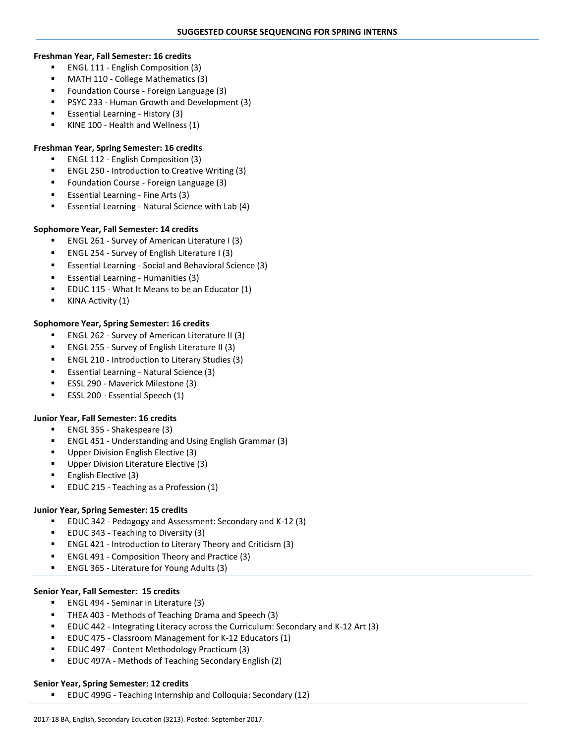## SUGGESTED COURSE SEQUENCING FOR SPRING INTERNS

**Freshman Year, Fall Semester: 16 credits**

- ENGL 111 - English Composition (3)
- MATH 110 - College Mathematics (3)
- Foundation Course - Foreign Language (3)
- PSYC 233 - Human Growth and Development (3)
- Essential Learning - History (3)
- KINE 100 - Health and Wellness (1)

**Freshman Year, Spring Semester: 16 credits**

- ENGL 112 - English Composition (3)
- ENGL 250 - Introduction to Creative Writing (3)
- Foundation Course - Foreign Language (3)
- Essential Learning - Fine Arts (3)
- Essential Learning - Natural Science with Lab (4)

**Sophomore Year, Fall Semester: 14 credits**

- ENGL 261 - Survey of American Literature I (3)
- ENGL 254 - Survey of English Literature I (3)
- Essential Learning - Social and Behavioral Science (3)
- Essential Learning - Humanities (3)
- EDUC 115 - What It Means to be an Educator (1)
- KINA Activity (1)

**Sophomore Year, Spring Semester: 16 credits**

- ENGL 262 - Survey of American Literature II (3)
- ENGL 255 - Survey of English Literature II (3)
- ENGL 210 - Introduction to Literary Studies (3)
- Essential Learning - Natural Science (3)
- ESSL 290 - Maverick Milestone (3)
- ESSL 200 - Essential Speech (1)

**Junior Year, Fall Semester: 16 credits**

- ENGL 355 - Shakespeare (3)
- ENGL 451 - Understanding and Using English Grammar (3)
- Upper Division English Elective (3)
- Upper Division Literature Elective (3)
- English Elective (3)
- EDUC 215 - Teaching as a Profession (1)

**Junior Year, Spring Semester: 15 credits**

- EDUC 342 - Pedagogy and Assessment: Secondary and K-12 (3)
- EDUC 343 - Teaching to Diversity (3)
- ENGL 421 - Introduction to Literary Theory and Criticism (3)
- ENGL 491 - Composition Theory and Practice (3)
- ENGL 365 - Literature for Young Adults (3)

**Senior Year, Fall Semester: 15 credits**

- ENGL 494 - Seminar in Literature (3)
- THEA 403 - Methods of Teaching Drama and Speech (3)
- EDUC 442 - Integrating Literacy across the Curriculum: Secondary and K-12 Art (3)
- EDUC 475 - Classroom Management for K-12 Educators (1)
- EDUC 497 - Content Methodology Practicum (3)
- EDUC 497A - Methods of Teaching Secondary English (2)

**Senior Year, Spring Semester: 12 credits**

- EDUC 499G - Teaching Internship and Colloquia: Secondary (12)

2017-18 BA, English, Secondary Education (3213). Posted: September 2017.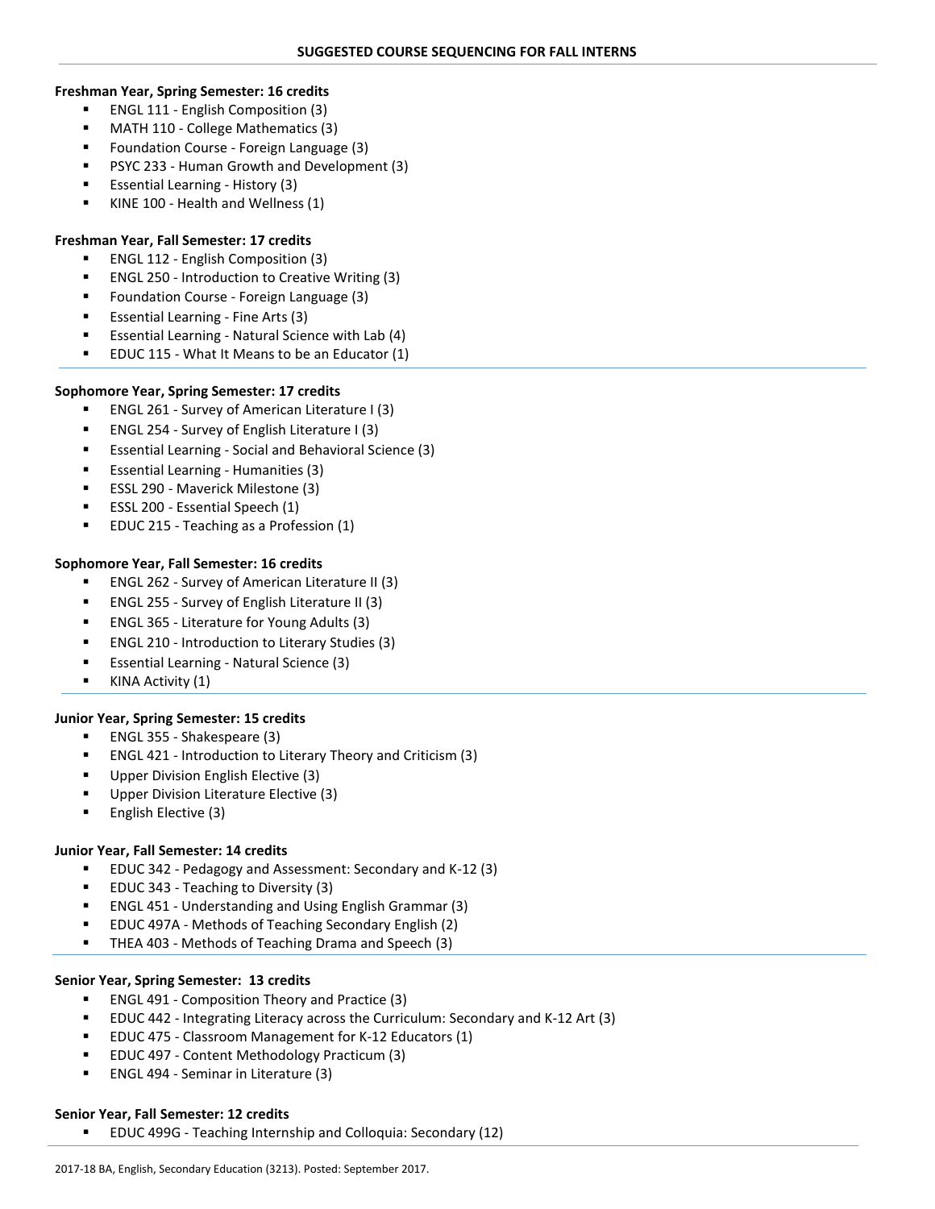## SUGGESTED COURSE SEQUENCING FOR FALL INTERNS

**Freshman Year, Spring Semester: 16 credits**

- ENGL 111 - English Composition (3)
- MATH 110 - College Mathematics (3)
- Foundation Course - Foreign Language (3)
- PSYC 233 - Human Growth and Development (3)
- Essential Learning - History (3)
- KINE 100 - Health and Wellness (1)

**Freshman Year, Fall Semester: 17 credits**

- ENGL 112 - English Composition (3)
- ENGL 250 - Introduction to Creative Writing (3)
- Foundation Course - Foreign Language (3)
- Essential Learning - Fine Arts (3)
- Essential Learning - Natural Science with Lab (4)
- EDUC 115 - What It Means to be an Educator (1)

**Sophomore Year, Spring Semester: 17 credits**

- ENGL 261 - Survey of American Literature I (3)
- ENGL 254 - Survey of English Literature I (3)
- Essential Learning - Social and Behavioral Science (3)
- Essential Learning - Humanities (3)
- ESSL 290 - Maverick Milestone (3)
- ESSL 200 - Essential Speech (1)
- EDUC 215 - Teaching as a Profession (1)

**Sophomore Year, Fall Semester: 16 credits**

- ENGL 262 - Survey of American Literature II (3)
- ENGL 255 - Survey of English Literature II (3)
- ENGL 365 - Literature for Young Adults (3)
- ENGL 210 - Introduction to Literary Studies (3)
- Essential Learning - Natural Science (3)
- KINA Activity (1)

**Junior Year, Spring Semester: 15 credits**

- ENGL 355 - Shakespeare (3)
- ENGL 421 - Introduction to Literary Theory and Criticism (3)
- Upper Division English Elective (3)
- Upper Division Literature Elective (3)
- English Elective (3)

**Junior Year, Fall Semester: 14 credits**

- EDUC 342 - Pedagogy and Assessment: Secondary and K-12 (3)
- EDUC 343 - Teaching to Diversity (3)
- ENGL 451 - Understanding and Using English Grammar (3)
- EDUC 497A - Methods of Teaching Secondary English (2)
- THEA 403 - Methods of Teaching Drama and Speech (3)

**Senior Year, Spring Semester: 13 credits**

- ENGL 491 - Composition Theory and Practice (3)
- EDUC 442 - Integrating Literacy across the Curriculum: Secondary and K-12 Art (3)
- EDUC 475 - Classroom Management for K-12 Educators (1)
- EDUC 497 - Content Methodology Practicum (3)
- ENGL 494 - Seminar in Literature (3)

**Senior Year, Fall Semester: 12 credits**

- EDUC 499G - Teaching Internship and Colloquia: Secondary (12)

2017-18 BA, English, Secondary Education (3213). Posted: September 2017.